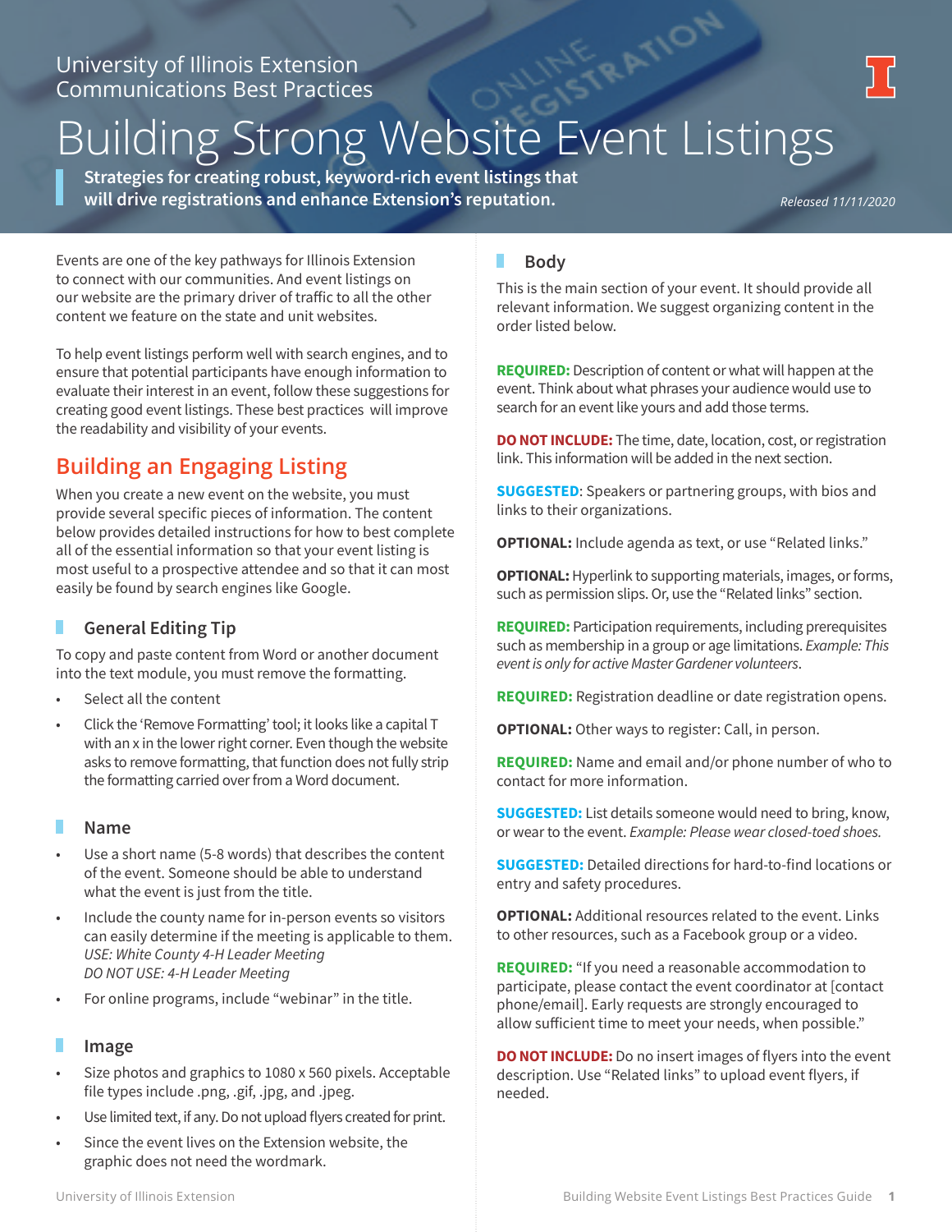University of Illinois Extension
Communications Best Practices

# Building Strong Website Event Listings

**Strategies for creating robust, keyword-rich event listings that will drive registrations and enhance Extension's reputation.**

*Released 11/11/2020*

Events are one of the key pathways for Illinois Extension to connect with our communities. And event listings on our website are the primary driver of traffic to all the other content we feature on the state and unit websites.

To help event listings perform well with search engines, and to ensure that participants have enough information to evaluate their interest in an event, follow these suggestions for creating good event listings. These best practices will improve the readability and visibility of your events.

## Building an Engaging Listing

When you create a new event on the website, you must provide several specific pieces of information. The content below provides detailed instructions for how to best complete all of the essential information so that your event listing is most useful to a prospective attendee and so that it can most easily be found by search engines like Google.

### General Editing Tip

To copy and paste content from Word or another document into the text module, you must remove the formatting.

- Select all the content
- Click the 'Remove Formatting' tool; it looks like a capital T with an x in the lower right corner. Even though the website asks to remove formatting, that function does not fully strip the formatting carried over from a Word document.

### Name

- Use a short name (5-8 words) that describes the content of the event. Someone should be able to understand what the event is just from the title.
- Include the county name for in-person events so visitors can easily determine if the meeting is applicable to them.
  *USE: White County 4-H Leader Meeting*
  *DO NOT USE: 4-H Leader Meeting*
- For online programs, include "webinar" in the title.

### Image

- Size photos and graphics to 1080 x 560 pixels. Acceptable file types include .png, .gif, .jpg, and .jpeg.
- Use limited text, if any. Do not upload flyers created for print.
- Since the event lives on the Extension website, the graphic does not need the wordmark.

### Body

This is the main section of your event. It should provide all relevant information. We suggest organizing content in the order listed below.

**REQUIRED:** Description of content or what will happen at the event. Think about what phrases your audience would use to search for an event like yours and add those terms.

**DO NOT INCLUDE:** The time, date, location, cost, or registration link. This information will be added in the next section.

**SUGGESTED**: Speakers or partnering groups, with bios and links to their organizations.

**OPTIONAL:** Include agenda as text, or use "Related links."

**OPTIONAL:** Hyperlink to supporting materials, images, or forms, such as permission slips. Or, use the "Related links" section.

**REQUIRED:** Participation requirements, including prerequisites such as membership in a group or age limitations. *Example: This event is only for active Master Gardener volunteers*.

**REQUIRED:** Registration deadline or date registration opens.

**OPTIONAL:** Other ways to register: Call, in person.

**REQUIRED:** Name and email and/or phone number of who to contact for more information.

**SUGGESTED:** List details someone would need to bring, know, or wear to the event. *Example: Please wear closed-toed shoes.*

**SUGGESTED:** Detailed directions for hard-to-find locations or entry and safety procedures.

**OPTIONAL:** Additional resources related to the event. Links to other resources, such as a Facebook group or a video.

**REQUIRED:** "If you need a reasonable accommodation to participate, please contact the event coordinator at [contact phone/email]. Early requests are strongly encouraged to allow sufficient time to meet your needs, when possible."

**DO NOT INCLUDE:** Do no insert images of flyers into the event description. Use "Related links" to upload event flyers, if needed.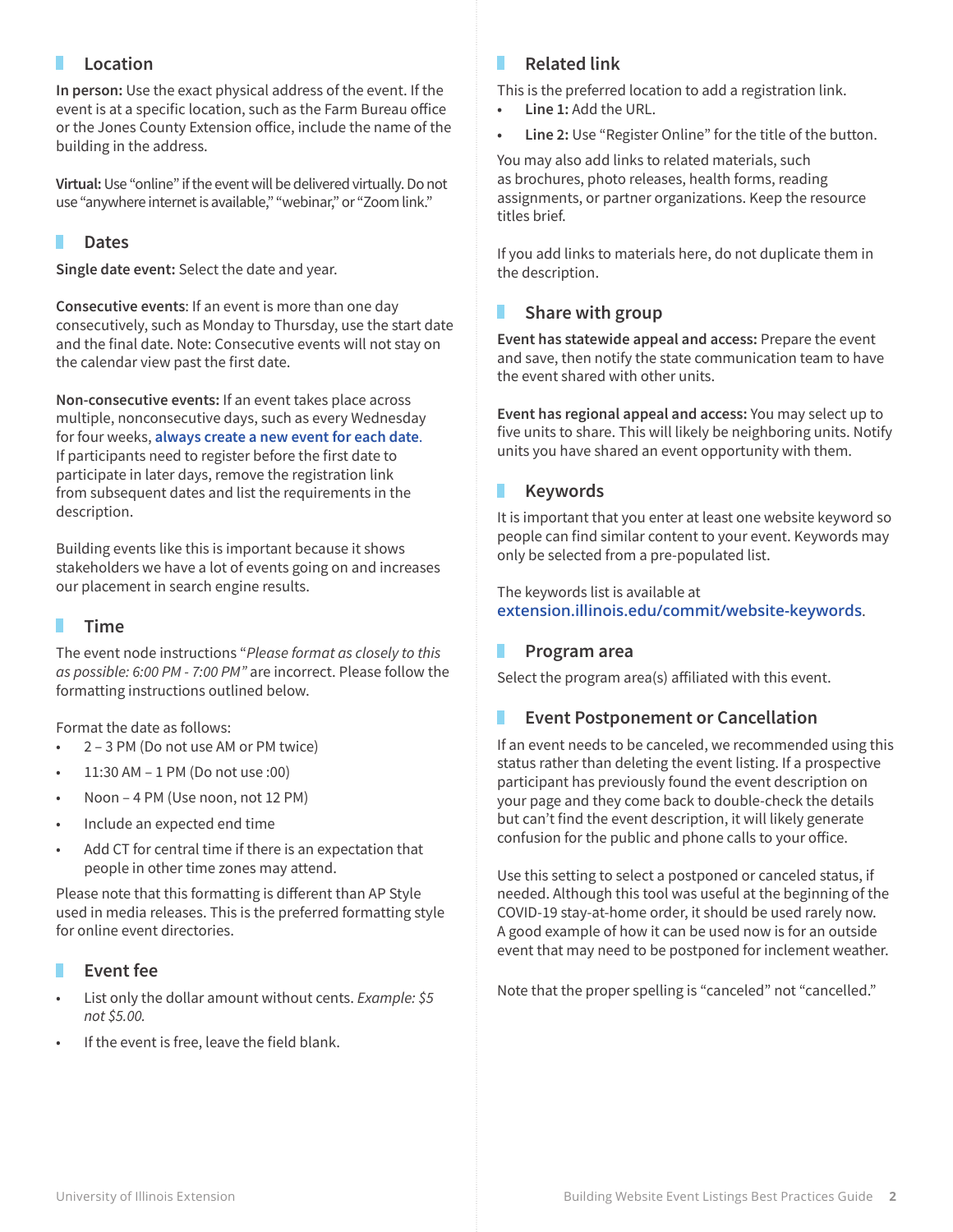## Location

**In person:** Use the exact physical address of the event. If the event is at a specific location, such as the Farm Bureau office or the Jones County Extension office, include the name of the building in the address.

**Virtual:** Use "online" if the event will be delivered virtually. Do not use "anywhere internet is available," "webinar," or "Zoom link."

## Dates

**Single date event:** Select the date and year.

**Consecutive events**: If an event is more than one day consecutively, such as Monday to Thursday, use the start date and the final date. Note: Consecutive events will not stay on the calendar view past the first date.

**Non-consecutive events:** If an event takes place across multiple, nonconsecutive days, such as every Wednesday for four weeks, **always create a new event for each date**. If participants need to register before the first date to participate in later days, remove the registration link from subsequent dates and list the requirements in the description.

Building events like this is important because it shows stakeholders we have a lot of events going on and increases our placement in search engine results.

## Time

The event node instructions "*Please format as closely to this as possible: 6:00 PM - 7:00 PM*" are incorrect. Please follow the formatting instructions outlined below.

Format the date as follows:

- 2 – 3 PM (Do not use AM or PM twice)
- 11:30 AM – 1 PM (Do not use :00)
- Noon – 4 PM (Use noon, not 12 PM)
- Include an expected end time
- Add CT for central time if there is an expectation that people in other time zones may attend.

Please note that this formatting is different than AP Style used in media releases. This is the preferred formatting style for online event directories.

## Event fee

- List only the dollar amount without cents. *Example: $5 not $5.00.*
- If the event is free, leave the field blank.

## Related link

This is the preferred location to add a registration link.

- **Line 1:** Add the URL.
- **Line 2:** Use "Register Online" for the title of the button.

You may also add links to related materials, such as brochures, photo releases, health forms, reading assignments, or partner organizations. Keep the resource titles brief.

If you add links to materials here, do not duplicate them in the description.

## Share with group

**Event has statewide appeal and access:** Prepare the event and save, then notify the state communication team to have the event shared with other units.

**Event has regional appeal and access:** You may select up to five units to share. This will likely be neighboring units. Notify units you have shared an event opportunity with them.

## Keywords

It is important that you enter at least one website keyword so people can find similar content to your event. Keywords may only be selected from a pre-populated list.

The keywords list is available at **extension.illinois.edu/commit/website-keywords**.

## Program area

Select the program area(s) affiliated with this event.

## Event Postponement or Cancellation

If an event needs to be canceled, we recommended using this status rather than deleting the event listing. If a prospective participant has previously found the event description on your page and they come back to double-check the details but can't find the event description, it will likely generate confusion for the public and phone calls to your office.

Use this setting to select a postponed or canceled status, if needed. Although this tool was useful at the beginning of the COVID-19 stay-at-home order, it should be used rarely now. A good example of how it can be used now is for an outside event that may need to be postponed for inclement weather.

Note that the proper spelling is "canceled" not "cancelled."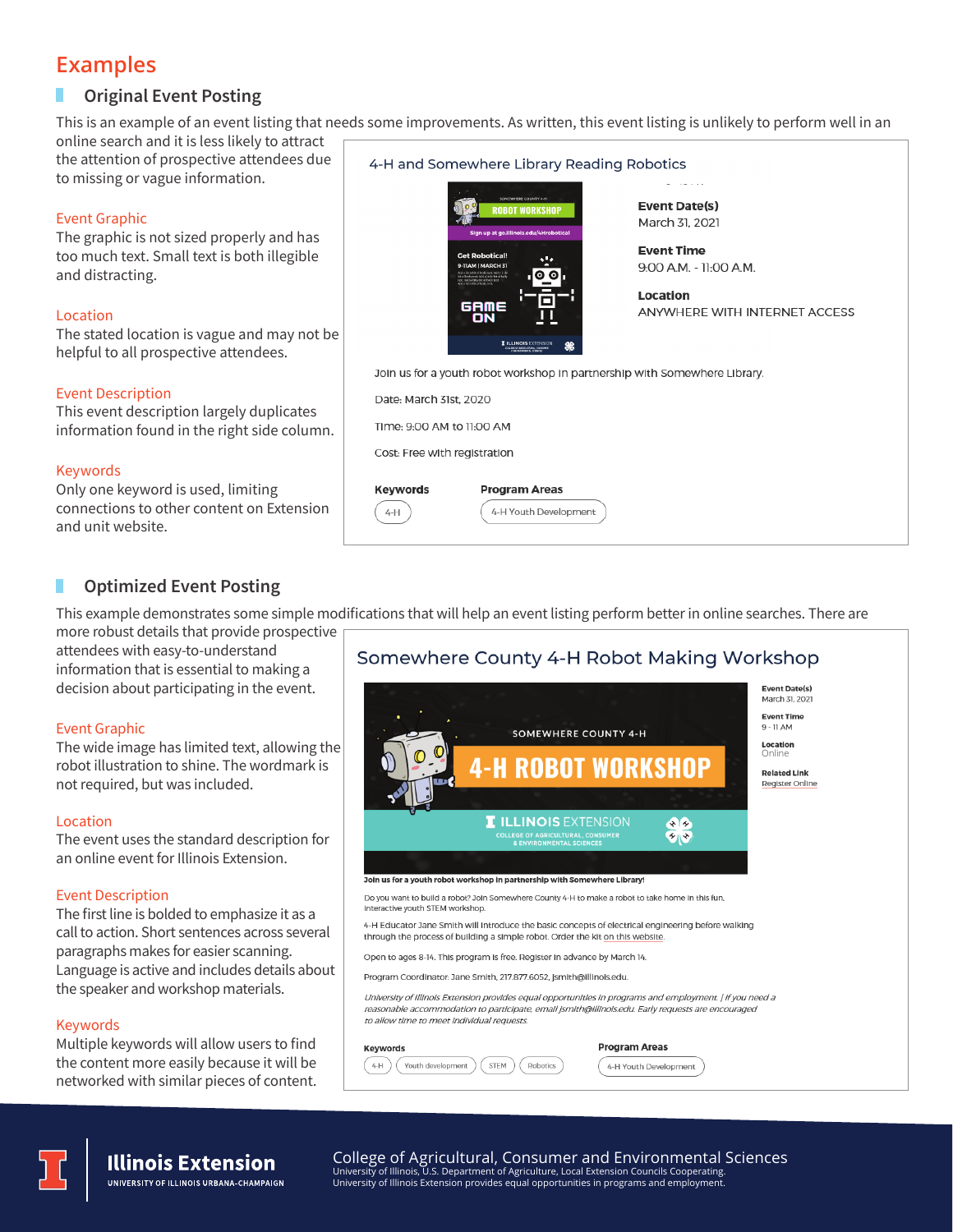## Examples

### Original Event Posting

This is an example of an event listing that needs some improvements. As written, this event listing is unlikely to perform well in an online search and it is less likely to attract the attention of prospective attendees due to missing or vague information.

**Event Graphic**
The graphic is not sized properly and has too much text. Small text is both illegible and distracting.

**Location**
The stated location is vague and may not be helpful to all prospective attendees.

**Event Description**
This event description largely duplicates information found in the right side column.

**Keywords**
Only one keyword is used, limiting connections to other content on Extension and unit website.

4-H and Somewhere Library Reading Robotics

**Event Date(s)**
March 31, 2021

**Event Time**
9:00 A.M. - 11:00 A.M.

**Location**
ANYWHERE WITH INTERNET ACCESS

Join us for a youth robot workshop in partnership with Somewhere Library.

Date: March 31st, 2020

Time: 9:00 AM to 11:00 AM

Cost: Free with registration

**Keywords**
4-H

**Program Areas**
4-H Youth Development

### Optimized Event Posting

This example demonstrates some simple modifications that will help an event listing perform better in online searches. There are more robust details that provide prospective attendees with easy-to-understand information that is essential to making a decision about participating in the event.

**Event Graphic**
The wide image has limited text, allowing the robot illustration to shine. The wordmark is not required, but was included.

**Location**
The event uses the standard description for an online event for Illinois Extension.

**Event Description**
The first line is bolded to emphasize it as a call to action. Short sentences across several paragraphs makes for easier scanning. Language is active and includes details about the speaker and workshop materials.

**Keywords**
Multiple keywords will allow users to find the content more easily because it will be networked with similar pieces of content.

Somewhere County 4-H Robot Making Workshop

**Event Date(s)**
March 31, 2021

**Event Time**
9 - 11 AM

**Location**
Online

**Related Link**
Register Online

**Join us for a youth robot workshop in partnership with Somewhere Library!**

Do you want to build a robot? Join Somewhere County 4-H to make a robot to take home in this fun, interactive youth STEM workshop.

4-H Educator Jane Smith will introduce the basic concepts of electrical engineering before walking through the process of building a simple robot. Order the kit on this website.

Open to ages 8-14. This program is free. Register in advance by March 14.

Program Coordinator: Jane Smith, 217.877.6052, jsmith@illinois.edu.

*University of Illinois Extension provides equal opportunities in programs and employment. | If you need a reasonable accommodation to participate, email jsmith@illinois.edu. Early requests are encouraged to allow time to meet individual requests.*

**Keywords**
4-H, Youth development, STEM, Robotics

**Program Areas**
4-H Youth Development

Illinois Extension
UNIVERSITY OF ILLINOIS URBANA-CHAMPAIGN

College of Agricultural, Consumer and Environmental Sciences
University of Illinois, U.S. Department of Agriculture, Local Extension Councils Cooperating.
University of Illinois Extension provides equal opportunities in programs and employment.